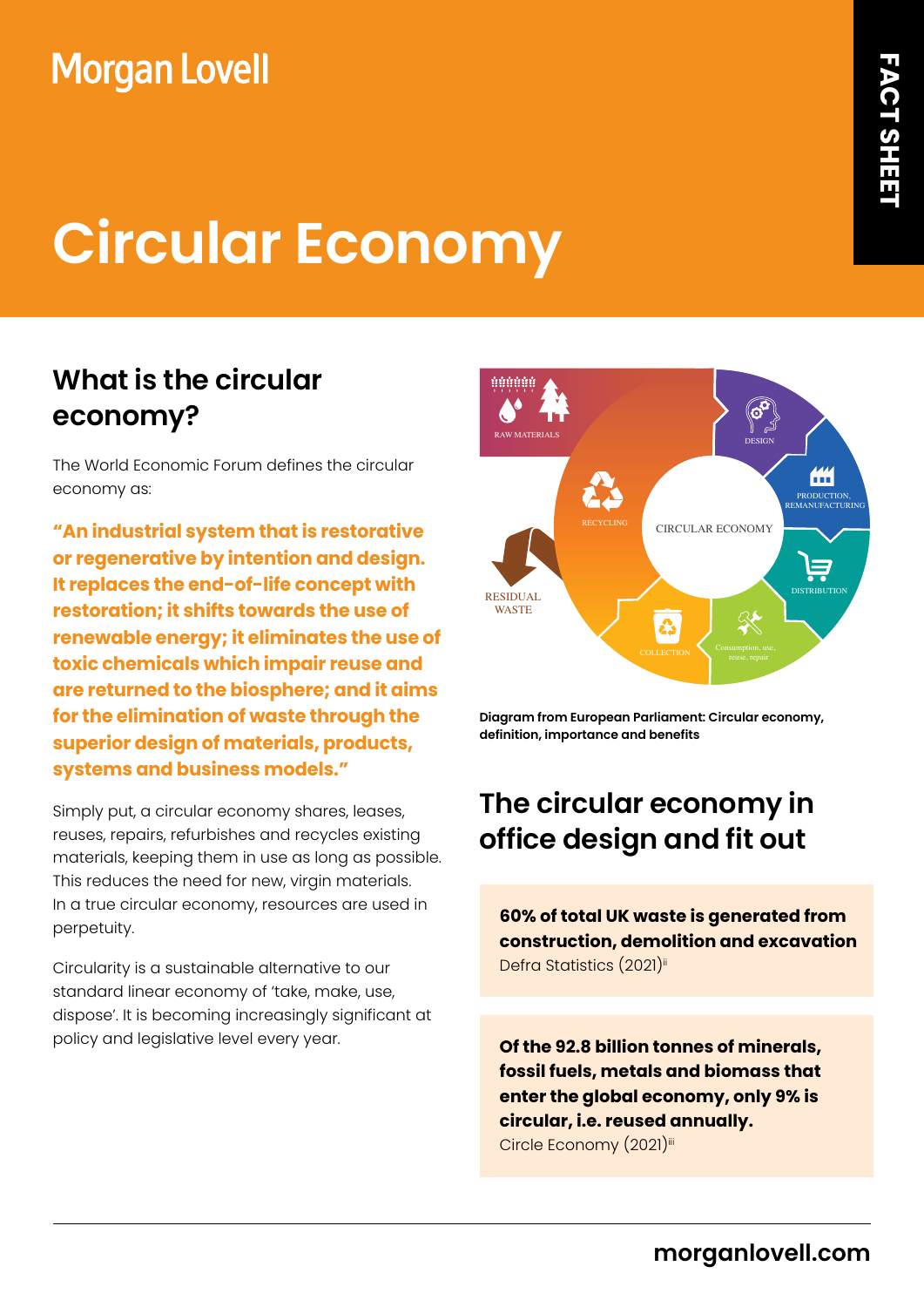Morgan Lovell

FACT SHEET

# Circular Economy

## What is the circular economy?

The World Economic Forum defines the circular economy as:

**"An industrial system that is restorative or regenerative by intention and design. It replaces the end-of-life concept with restoration; it shifts towards the use of renewable energy; it eliminates the use of toxic chemicals which impair reuse and are returned to the biosphere; and it aims for the elimination of waste through the superior design of materials, products, systems and business models."**

Simply put, a circular economy shares, leases, reuses, repairs, refurbishes and recycles existing materials, keeping them in use as long as possible. This reduces the need for new, virgin materials. In a true circular economy, resources are used in perpetuity.

Circularity is a sustainable alternative to our standard linear economy of 'take, make, use, dispose'. It is becoming increasingly significant at policy and legislative level every year.

RAW MATERIALS · DESIGN · PRODUCTION, REMANUFACTURING · DISTRIBUTION · Consumption, use, reuse, repair · COLLECTION · RECYCLING · RESIDUAL WASTE · CIRCULAR ECONOMY

**Diagram from European Parliament: Circular economy, definition, importance and benefits**

## The circular economy in office design and fit out

**60% of total UK waste is generated from construction, demolition and excavation**
Defra Statistics (2021)[ii]

**Of the 92.8 billion tonnes of minerals, fossil fuels, metals and biomass that enter the global economy, only 9% is circular, i.e. reused annually.**
Circle Economy (2021)[iii]

morganlovell.com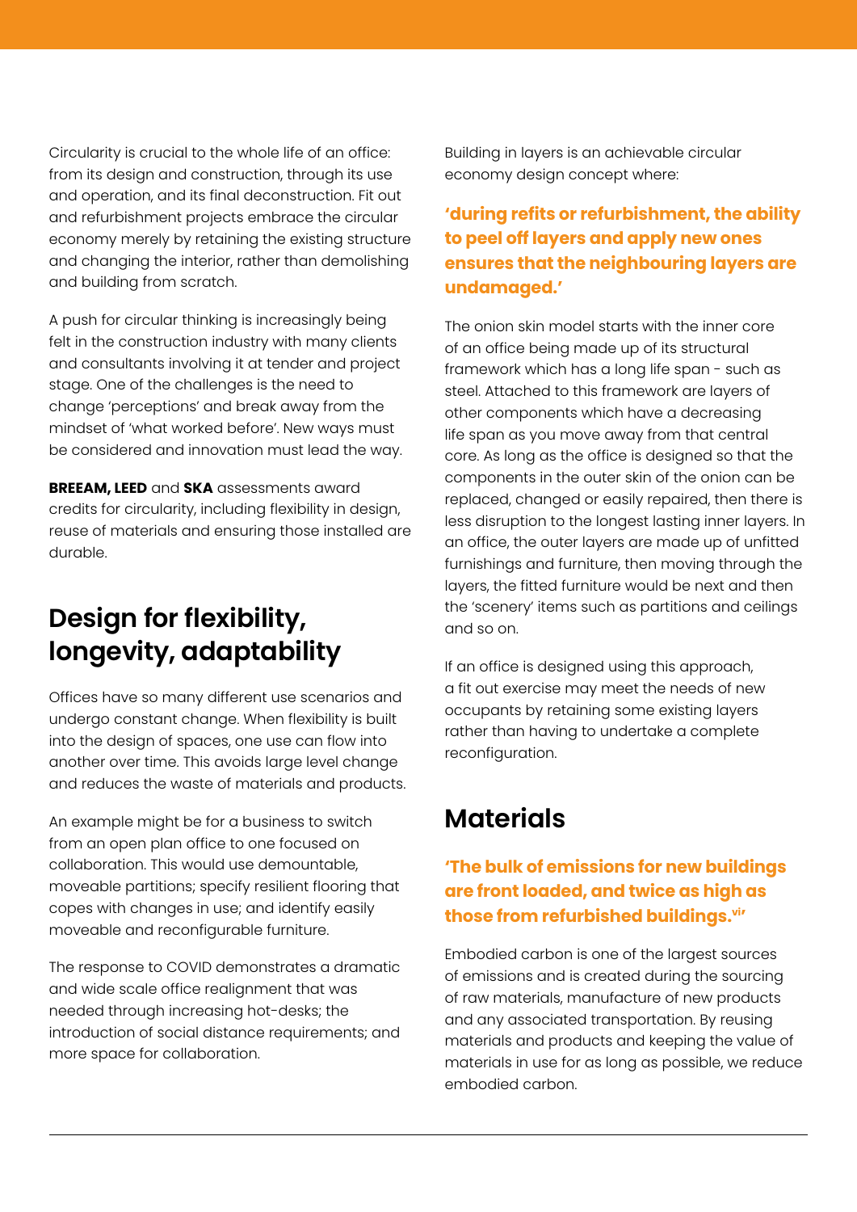Circularity is crucial to the whole life of an office: from its design and construction, through its use and operation, and its final deconstruction. Fit out and refurbishment projects embrace the circular economy merely by retaining the existing structure and changing the interior, rather than demolishing and building from scratch.

A push for circular thinking is increasingly being felt in the construction industry with many clients and consultants involving it at tender and project stage. One of the challenges is the need to change 'perceptions' and break away from the mindset of 'what worked before'. New ways must be considered and innovation must lead the way.

**BREEAM, LEED** and **SKA** assessments award credits for circularity, including flexibility in design, reuse of materials and ensuring those installed are durable.

## Design for flexibility, longevity, adaptability

Offices have so many different use scenarios and undergo constant change. When flexibility is built into the design of spaces, one use can flow into another over time. This avoids large level change and reduces the waste of materials and products.

An example might be for a business to switch from an open plan office to one focused on collaboration. This would use demountable, moveable partitions; specify resilient flooring that copes with changes in use; and identify easily moveable and reconfigurable furniture.

The response to COVID demonstrates a dramatic and wide scale office realignment that was needed through increasing hot-desks; the introduction of social distance requirements; and more space for collaboration.

Building in layers is an achievable circular economy design concept where:

**'during refits or refurbishment, the ability to peel off layers and apply new ones ensures that the neighbouring layers are undamaged.'**

The onion skin model starts with the inner core of an office being made up of its structural framework which has a long life span - such as steel. Attached to this framework are layers of other components which have a decreasing life span as you move away from that central core. As long as the office is designed so that the components in the outer skin of the onion can be replaced, changed or easily repaired, then there is less disruption to the longest lasting inner layers. In an office, the outer layers are made up of unfitted furnishings and furniture, then moving through the layers, the fitted furniture would be next and then the 'scenery' items such as partitions and ceilings and so on.

If an office is designed using this approach, a fit out exercise may meet the needs of new occupants by retaining some existing layers rather than having to undertake a complete reconfiguration.

## Materials

**'The bulk of emissions for new buildings are front loaded, and twice as high as those from refurbished buildings.[vi]'**

Embodied carbon is one of the largest sources of emissions and is created during the sourcing of raw materials, manufacture of new products and any associated transportation. By reusing materials and products and keeping the value of materials in use for as long as possible, we reduce embodied carbon.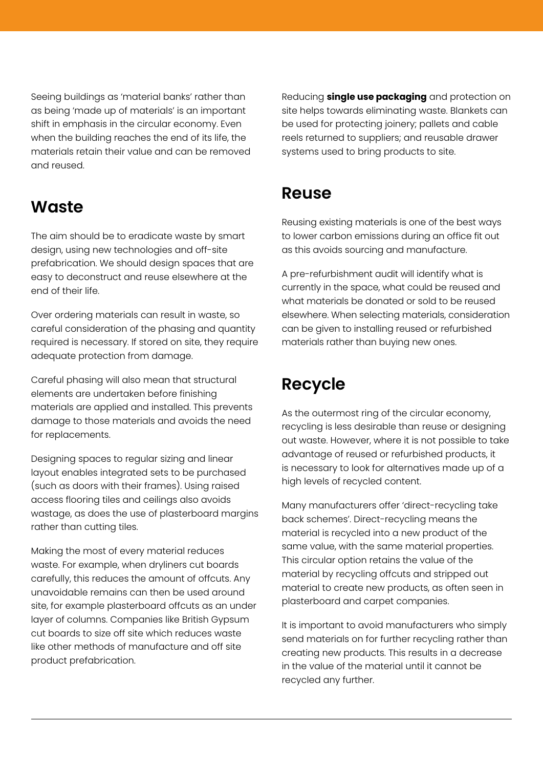Seeing buildings as 'material banks' rather than as being 'made up of materials' is an important shift in emphasis in the circular economy. Even when the building reaches the end of its life, the materials retain their value and can be removed and reused.

## Waste

The aim should be to eradicate waste by smart design, using new technologies and off-site prefabrication. We should design spaces that are easy to deconstruct and reuse elsewhere at the end of their life.

Over ordering materials can result in waste, so careful consideration of the phasing and quantity required is necessary. If stored on site, they require adequate protection from damage.

Careful phasing will also mean that structural elements are undertaken before finishing materials are applied and installed. This prevents damage to those materials and avoids the need for replacements.

Designing spaces to regular sizing and linear layout enables integrated sets to be purchased (such as doors with their frames). Using raised access flooring tiles and ceilings also avoids wastage, as does the use of plasterboard margins rather than cutting tiles.

Making the most of every material reduces waste. For example, when dryliners cut boards carefully, this reduces the amount of offcuts. Any unavoidable remains can then be used around site, for example plasterboard offcuts as an under layer of columns. Companies like British Gypsum cut boards to size off site which reduces waste like other methods of manufacture and off site product prefabrication.

Reducing **single use packaging** and protection on site helps towards eliminating waste. Blankets can be used for protecting joinery; pallets and cable reels returned to suppliers; and reusable drawer systems used to bring products to site.

## Reuse

Reusing existing materials is one of the best ways to lower carbon emissions during an office fit out as this avoids sourcing and manufacture.

A pre-refurbishment audit will identify what is currently in the space, what could be reused and what materials be donated or sold to be reused elsewhere. When selecting materials, consideration can be given to installing reused or refurbished materials rather than buying new ones.

## Recycle

As the outermost ring of the circular economy, recycling is less desirable than reuse or designing out waste. However, where it is not possible to take advantage of reused or refurbished products, it is necessary to look for alternatives made up of a high levels of recycled content.

Many manufacturers offer 'direct-recycling take back schemes'. Direct-recycling means the material is recycled into a new product of the same value, with the same material properties. This circular option retains the value of the material by recycling offcuts and stripped out material to create new products, as often seen in plasterboard and carpet companies.

It is important to avoid manufacturers who simply send materials on for further recycling rather than creating new products. This results in a decrease in the value of the material until it cannot be recycled any further.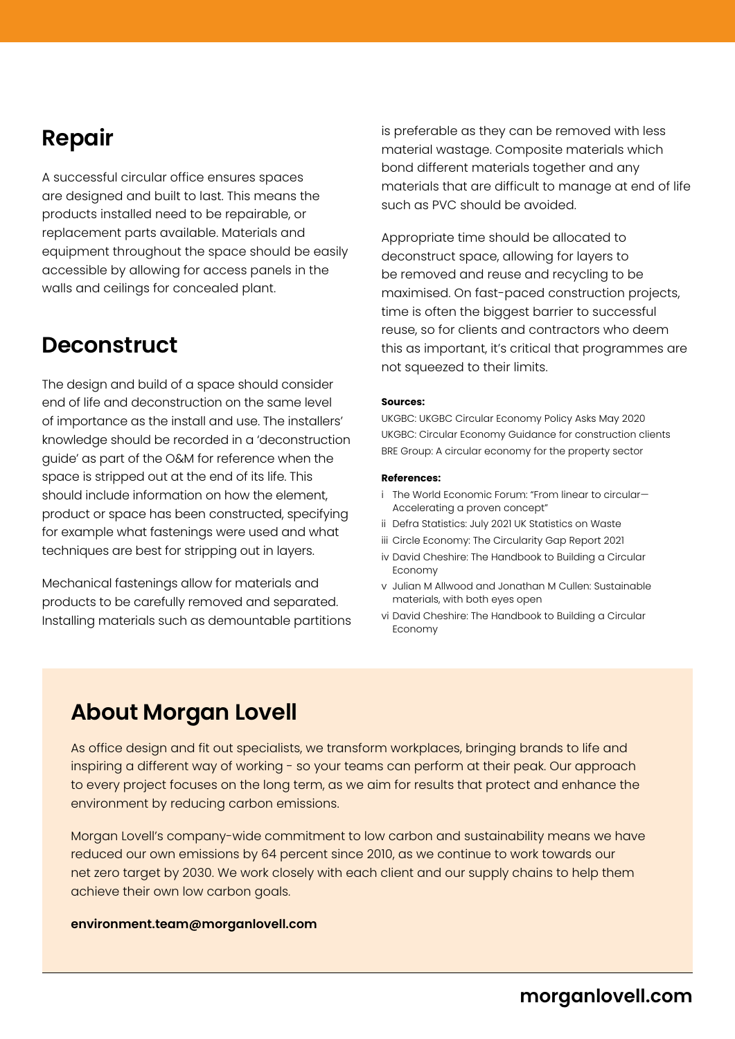## Repair

A successful circular office ensures spaces are designed and built to last. This means the products installed need to be repairable, or replacement parts available. Materials and equipment throughout the space should be easily accessible by allowing for access panels in the walls and ceilings for concealed plant.

## Deconstruct

The design and build of a space should consider end of life and deconstruction on the same level of importance as the install and use. The installers' knowledge should be recorded in a 'deconstruction guide' as part of the O&M for reference when the space is stripped out at the end of its life. This should include information on how the element, product or space has been constructed, specifying for example what fastenings were used and what techniques are best for stripping out in layers.

Mechanical fastenings allow for materials and products to be carefully removed and separated. Installing materials such as demountable partitions is preferable as they can be removed with less material wastage. Composite materials which bond different materials together and any materials that are difficult to manage at end of life such as PVC should be avoided.

Appropriate time should be allocated to deconstruct space, allowing for layers to be removed and reuse and recycling to be maximised. On fast-paced construction projects, time is often the biggest barrier to successful reuse, so for clients and contractors who deem this as important, it's critical that programmes are not squeezed to their limits.

**Sources:**

UKGBC: UKGBC Circular Economy Policy Asks May 2020
UKGBC: Circular Economy Guidance for construction clients
BRE Group: A circular economy for the property sector

**References:**

- i The World Economic Forum: "From linear to circular—Accelerating a proven concept"
- ii Defra Statistics: July 2021 UK Statistics on Waste
- iii Circle Economy: The Circularity Gap Report 2021
- iv David Cheshire: The Handbook to Building a Circular Economy
- v Julian M Allwood and Jonathan M Cullen: Sustainable materials, with both eyes open
- vi David Cheshire: The Handbook to Building a Circular Economy

## About Morgan Lovell

As office design and fit out specialists, we transform workplaces, bringing brands to life and inspiring a different way of working - so your teams can perform at their peak. Our approach to every project focuses on the long term, as we aim for results that protect and enhance the environment by reducing carbon emissions.

Morgan Lovell's company-wide commitment to low carbon and sustainability means we have reduced our own emissions by 64 percent since 2010, as we continue to work towards our net zero target by 2030. We work closely with each client and our supply chains to help them achieve their own low carbon goals.

**environment.team@morganlovell.com**

**morganlovell.com**